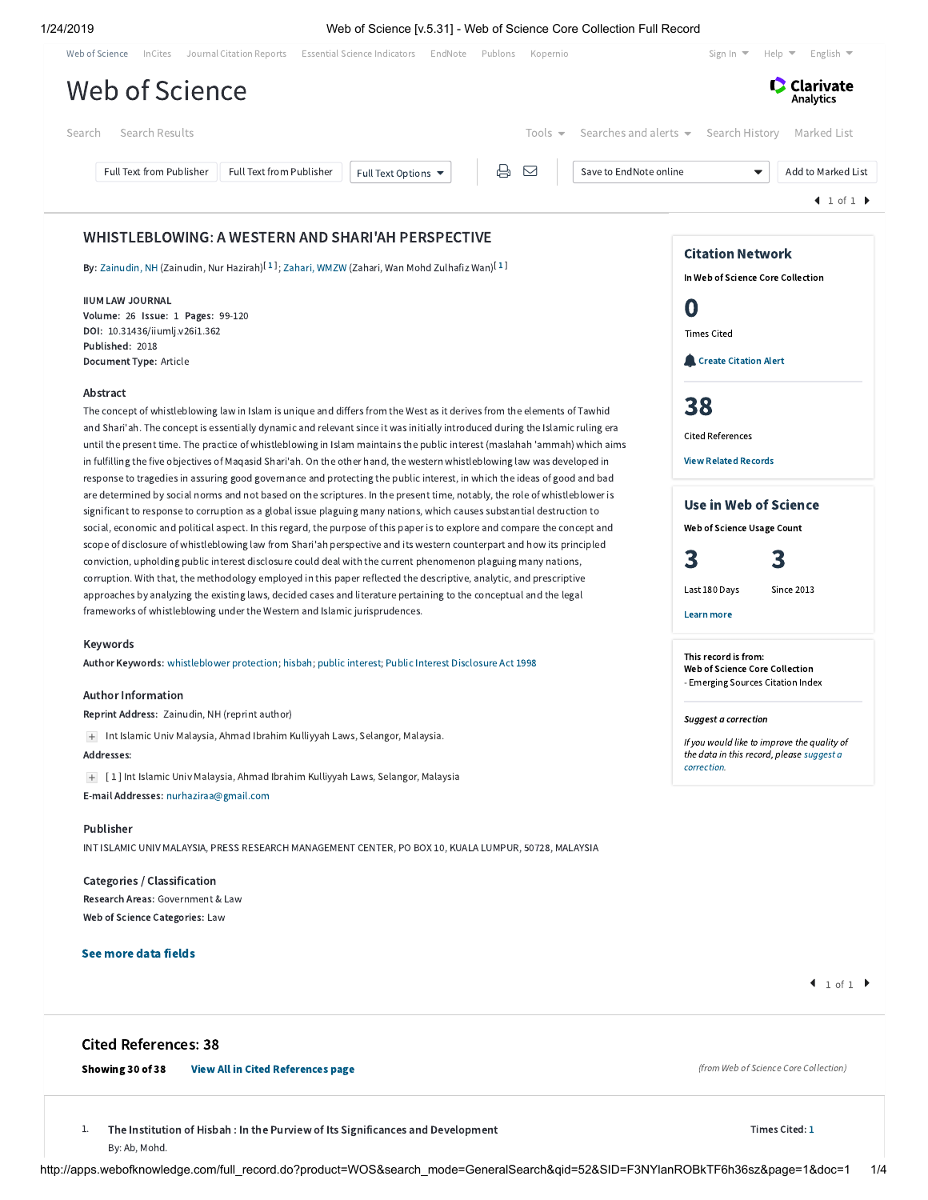# WHISTLEBLOWING: A WESTERN AND SHARI'AH PERSPECTIVE

**By:** Zainudin, NH (Zainudin, Nur Hazirah)[1]; Zahari, WMZW (Zahari, Wan Mohd Zulhafiz Wan)[1]

**IIUM LAW JOURNAL**
**Volume:** 26 **Issue:** 1 **Pages:** 99-120
**DOI:** 10.31436/iiumlj.v26i1.362
**Published:** 2018
**Document Type:** Article

## Abstract

The concept of whistleblowing law in Islam is unique and differs from the West as it derives from the elements of Tawhid and Shari'ah. The concept is essentially dynamic and relevant since it was initially introduced during the Islamic ruling era until the present time. The practice of whistleblowing in Islam maintains the public interest (maslahah 'ammah) which aims in fulfilling the five objectives of Maqasid Shari'ah. On the other hand, the western whistleblowing law was developed in response to tragedies in assuring good governance and protecting the public interest, in which the ideas of good and bad are determined by social norms and not based on the scriptures. In the present time, notably, the role of whistleblower is significant to response to corruption as a global issue plaguing many nations, which causes substantial destruction to social, economic and political aspect. In this regard, the purpose of this paper is to explore and compare the concept and scope of disclosure of whistleblowing law from Shari'ah perspective and its western counterpart and how its principled conviction, upholding public interest disclosure could deal with the current phenomenon plaguing many nations, corruption. With that, the methodology employed in this paper reflected the descriptive, analytic, and prescriptive approaches by analyzing the existing laws, decided cases and literature pertaining to the conceptual and the legal frameworks of whistleblowing under the Western and Islamic jurisprudences.

## Keywords

**Author Keywords:** whistleblower protection; hisbah; public interest; Public Interest Disclosure Act 1998

## Author Information

**Reprint Address:** Zainudin, NH (reprint author)

Int Islamic Univ Malaysia, Ahmad Ibrahim Kulliyyah Laws, Selangor, Malaysia.

**Addresses:**

[ 1 ] Int Islamic Univ Malaysia, Ahmad Ibrahim Kulliyyah Laws, Selangor, Malaysia

**E-mail Addresses:** nurhaziraa@gmail.com

## Publisher

INT ISLAMIC UNIV MALAYSIA, PRESS RESEARCH MANAGEMENT CENTER, PO BOX 10, KUALA LUMPUR, 50728, MALAYSIA

## Categories / Classification

**Research Areas:** Government & Law
**Web of Science Categories:** Law

## Citation Network

In Web of Science Core Collection

0 Times Cited

38 Cited References

## Use in Web of Science

Web of Science Usage Count

3 Last 180 Days

3 Since 2013

This record is from:
Web of Science Core Collection
- Emerging Sources Citation Index

## Cited References: 38

**Showing 30 of 38**

*(from Web of Science Core Collection)*

1. **The Institution of Hisbah : In the Purview of Its Significances and Development**
 By: Ab, Mohd.
 Times Cited: 1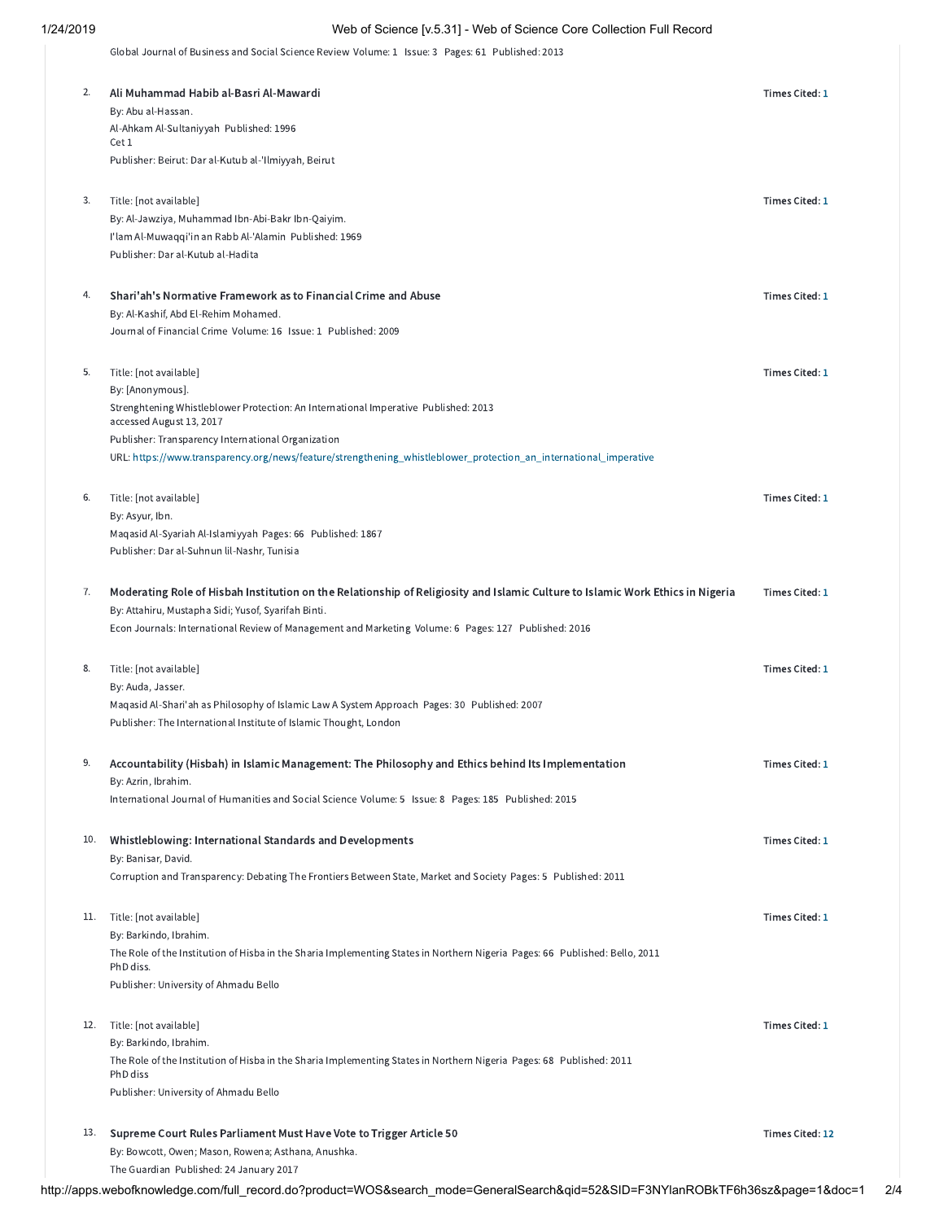Global Journal of Business and Social Science Review Volume: 1 Issue: 3 Pages: 61 Published: 2013

2. **Ali Muhammad Habib al-Basri Al-Mawardi** — Times Cited: 1
By: Abu al-Hassan.
Al-Ahkam Al-Sultaniyyah Published: 1996
Cet 1
Publisher: Beirut: Dar al-Kutub al-'Ilmiyyah, Beirut

3. Title: [not available] — Times Cited: 1
By: Al-Jawziya, Muhammad Ibn-Abi-Bakr Ibn-Qaiyim.
I'lam Al-Muwaqqi'in an Rabb Al-'Alamin Published: 1969
Publisher: Dar al-Kutub al-Hadita

4. **Shari'ah's Normative Framework as to Financial Crime and Abuse** — Times Cited: 1
By: Al-Kashif, Abd El-Rehim Mohamed.
Journal of Financial Crime Volume: 16 Issue: 1 Published: 2009

5. Title: [not available] — Times Cited: 1
By: [Anonymous].
Strenghtening Whistleblower Protection: An International Imperative Published: 2013
accessed August 13, 2017
Publisher: Transparency International Organization
URL: https://www.transparency.org/news/feature/strengthening_whistleblower_protection_an_international_imperative

6. Title: [not available] — Times Cited: 1
By: Asyur, Ibn.
Maqasid Al-Syariah Al-Islamiyyah Pages: 66 Published: 1867
Publisher: Dar al-Suhnun lil-Nashr, Tunisia

7. **Moderating Role of Hisbah Institution on the Relationship of Religiosity and Islamic Culture to Islamic Work Ethics in Nigeria** — Times Cited: 1
By: Attahiru, Mustapha Sidi; Yusof, Syarifah Binti.
Econ Journals: International Review of Management and Marketing Volume: 6 Pages: 127 Published: 2016

8. Title: [not available] — Times Cited: 1
By: Auda, Jasser.
Maqasid Al-Shari'ah as Philosophy of Islamic Law A System Approach Pages: 30 Published: 2007
Publisher: The International Institute of Islamic Thought, London

9. **Accountability (Hisbah) in Islamic Management: The Philosophy and Ethics behind Its Implementation** — Times Cited: 1
By: Azrin, Ibrahim.
International Journal of Humanities and Social Science Volume: 5 Issue: 8 Pages: 185 Published: 2015

10. **Whistleblowing: International Standards and Developments** — Times Cited: 1
By: Banisar, David.
Corruption and Transparency: Debating The Frontiers Between State, Market and Society Pages: 5 Published: 2011

11. Title: [not available] — Times Cited: 1
By: Barkindo, Ibrahim.
The Role of the Institution of Hisba in the Sharia Implementing States in Northern Nigeria Pages: 66 Published: Bello, 2011
PhD diss.
Publisher: University of Ahmadu Bello

12. Title: [not available] — Times Cited: 1
By: Barkindo, Ibrahim.
The Role of the Institution of Hisba in the Sharia Implementing States in Northern Nigeria Pages: 68 Published: 2011
PhD diss
Publisher: University of Ahmadu Bello

13. **Supreme Court Rules Parliament Must Have Vote to Trigger Article 50** — Times Cited: 12
By: Bowcott, Owen; Mason, Rowena; Asthana, Anushka.
The Guardian Published: 24 January 2017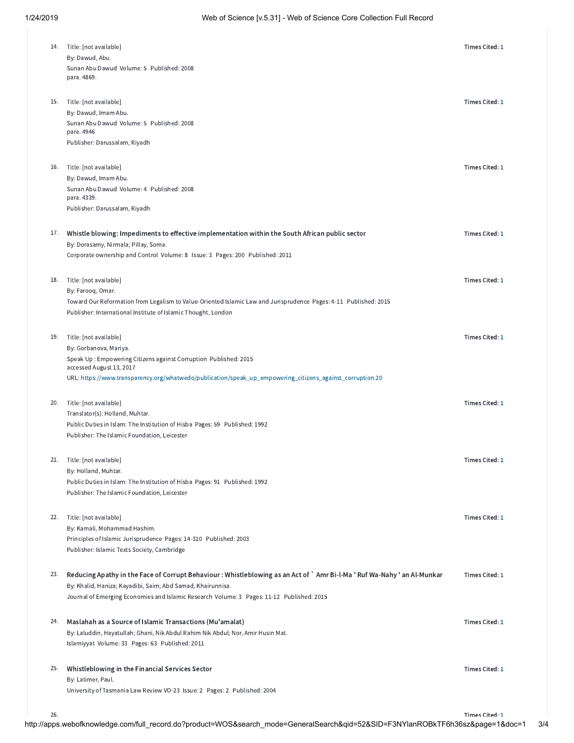14. Title: [not available]
By: Dawud, Abu.
Sunan Abu Dawud Volume: 5 Published: 2008
para. 4869.

Times Cited: 1

15. Title: [not available]
By: Dawud, Imam Abu.
Sunan Abu Dawud Volume: 5 Published: 2008
para. 4946
Publisher: Darussalam, Riyadh

Times Cited: 1

16. Title: [not available]
By: Dawud, Imam Abu.
Sunan Abu Dawud Volume: 4 Published: 2008
para. 4339.
Publisher: Darussalam, Riyadh

Times Cited: 1

17. **Whistle blowing: Impediments to effective implementation within the South African public sector**
By: Dorasamy, Nirmala; Pillay, Soma.
Corporate ownership and Control Volume: 8 Issue: 3 Pages: 200 Published: 2011

Times Cited: 1

18. Title: [not available]
By: Farooq, Omar.
Toward Our Reformation from Legalism to Value-Oriented Islamic Law and Jurisprudence Pages: 4-11 Published: 2015
Publisher: International Institute of Islamic Thought, London

Times Cited: 1

19. Title: [not available]
By: Gorbanova, Mariya.
Speak Up : Empowering Citizens against Corruption Published: 2015
accessed August 13, 2017
URL: https://www.transparency.org/whatwedo/publication/speak_up_empowering_citizens_against_corruption.20

Times Cited: 1

20. Title: [not available]
Translator(s): Holland, Muhtar.
Public Duties in Islam: The Institution of Hisba Pages: 59 Published: 1992
Publisher: The Islamic Foundation, Leicester

Times Cited: 1

21. Title: [not available]
By: Holland, Muhtar.
Public Duties in Islam: The Institution of Hisba Pages: 91 Published: 1992
Publisher: The Islamic Foundation, Leicester

Times Cited: 1

22. Title: [not available]
By: Kamali, Mohammad Hashim.
Principles of Islamic Jurisprudence Pages: 14-310 Published: 2003
Publisher: Islamic Texts Society, Cambridge

Times Cited: 1

23. **Reducing Apathy in the Face of Corrupt Behaviour : Whistleblowing as an Act of ` Amr Bi-l-Ma ' Ruf Wa-Nahy ' an Al-Munkar**
By: Khalid, Haniza; Kayadibi, Saim; Abd Samad, Khairunnisa.
Journal of Emerging Economies and Islamic Research Volume: 3 Pages: 11-12 Published: 2015

Times Cited: 1

24. **Maslahah as a Source of Islamic Transactions (Mu'amalat)**
By: Laluddin, Hayatullah; Ghani, Nik Abdul Rahim Nik Abdul; Nor, Amir Husin Mat.
Islamiyyat Volume: 33 Pages: 63 Published: 2011

Times Cited: 1

25. **Whistleblowing in the Financial Services Sector**
By: Latimer, Paul.
University of Tasmania Law Review VO-23 Issue: 2 Pages: 2 Published: 2004

Times Cited: 1

26.

Times Cited: 1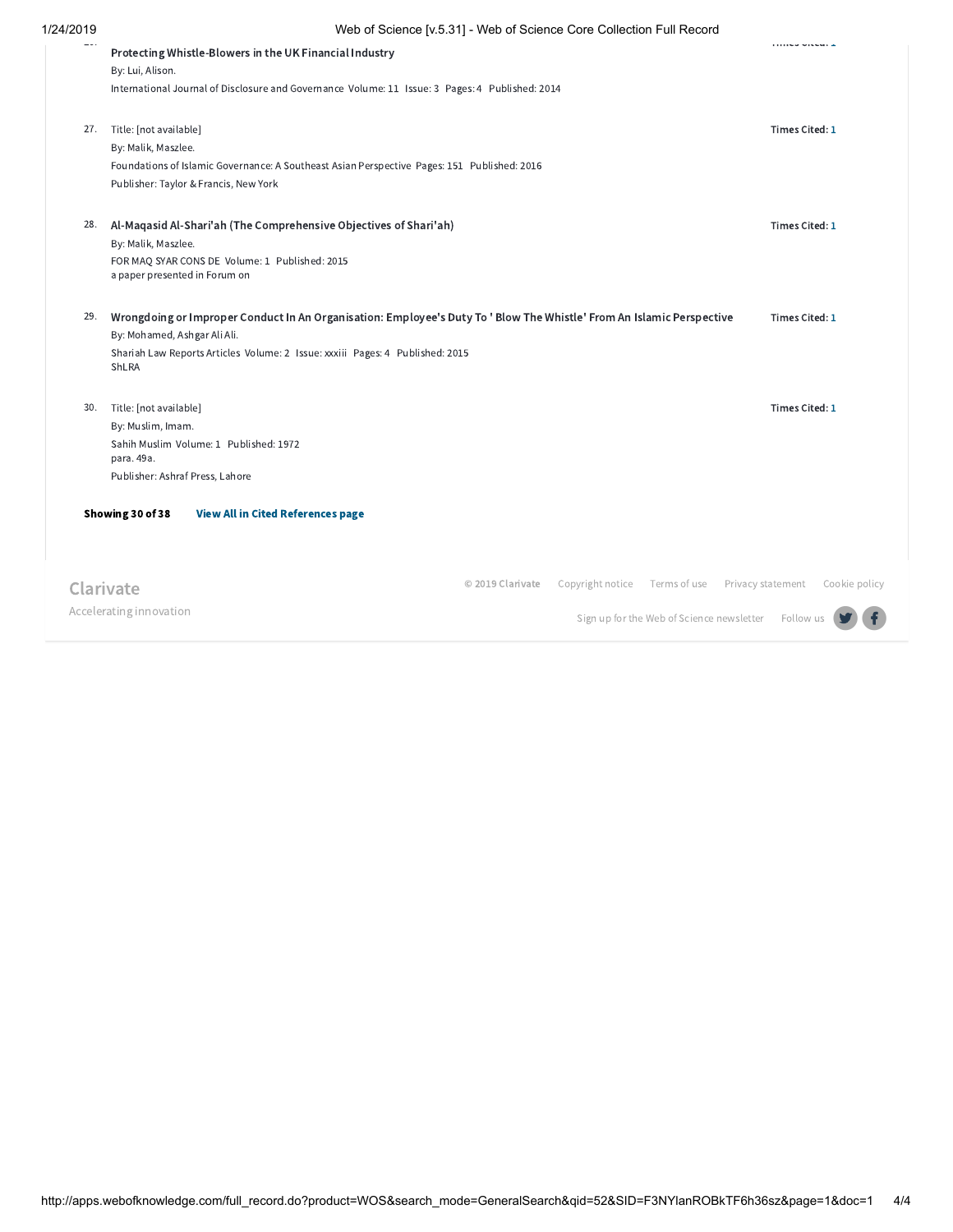Protecting Whistle-Blowers in the UK Financial Industry
By: Lui, Alison.
International Journal of Disclosure and Governance Volume: 11 Issue: 3 Pages: 4 Published: 2014

27. Title: [not available] — Times Cited: 1
By: Malik, Maszlee.
Foundations of Islamic Governance: A Southeast Asian Perspective Pages: 151 Published: 2016
Publisher: Taylor & Francis, New York

28. **Al-Maqasid Al-Shari'ah (The Comprehensive Objectives of Shari'ah)** — Times Cited: 1
By: Malik, Maszlee.
FOR MAQ SYAR CONS DE Volume: 1 Published: 2015
a paper presented in Forum on

29. **Wrongdoing or Improper Conduct In An Organisation: Employee's Duty To ' Blow The Whistle' From An Islamic Perspective** — Times Cited: 1
By: Mohamed, Ashgar Ali Ali.
Shariah Law Reports Articles Volume: 2 Issue: xxiii Pages: 4 Published: 2015
ShLRA

30. Title: [not available] — Times Cited: 1
By: Muslim, Imam.
Sahih Muslim Volume: 1 Published: 1972
para. 49a.
Publisher: Ashraf Press, Lahore

**Showing 30 of 38** **View All in Cited References page**

Clarivate
Accelerating innovation

© 2019 Clarivate Copyright notice Terms of use Privacy statement Cookie policy

Sign up for the Web of Science newsletter Follow us